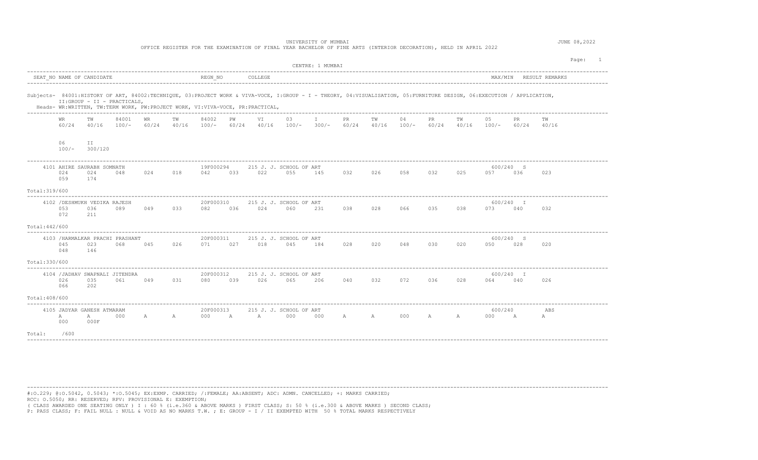UNIVERSITY OF MUMBAI

OFFICE REGISTER FOR THE EXAMINATION OF FINAL YEAR BACHELOR OF FINE ARTS (INTERIOR DECORATION), HELD IN APRIL 2022

JUNE 08,2022

CENTRE: 1 MUMBAI

SEAT_NO NAME OF CANDIDATE | REGN_NO | COLLEGE | MAX/MIN | RESULT REMARKS

Subjects- 84001:HISTORY OF ART, 84002:TECHNIQUE, 03:PROJECT WORK & VIVA-VOCE, I:GROUP - I - THEORY, 04:VISUALISATION, 05:FURNITURE DESIGN, 06:EXECUTION / APPLICATION, II:GROUP - II - PRACTICALS,

Heads- WR:WRITTEN, TW:TERM WORK, PW:PROJECT WORK, VI:VIVA-VOCE, PR:PRACTICAL,

| WR | TW | 84001 | WR | TW | 84002 | PW | VI | 03 | I | PR | TW | 04 | PR | TW | 05 | PR | TW | 06 | II |
|---|---|---|---|---|---|---|---|---|---|---|---|---|---|---|---|---|---|---|---|
| 60/24 | 40/16 | 100/- | 60/24 | 40/16 | 100/- | 60/24 | 40/16 | 100/- | 300/- | 60/24 | 40/16 | 100/- | 60/24 | 40/16 | 100/- | 60/24 | 40/16 | 100/- | 300/120 |

4101 AHIRE SAURABH SOMNATH | 19F000294 | 215 J. J. SCHOOL OF ART | 600/240 | S

| 024 | 024 | 048 | 024 | 018 | 042 | 033 | 022 | 055 | 145 | 032 | 026 | 058 | 032 | 025 | 057 | 036 | 023 | 059 | 174 |
|---|---|---|---|---|---|---|---|---|---|---|---|---|---|---|---|---|---|---|---|

Total:319/600

4102 /DESHMUKH VEDIKA RAJESH | 20F000310 | 215 J. J. SCHOOL OF ART | 600/240 | I

| 053 | 036 | 089 | 049 | 033 | 082 | 036 | 024 | 060 | 231 | 038 | 028 | 066 | 035 | 038 | 073 | 040 | 032 | 072 | 211 |
|---|---|---|---|---|---|---|---|---|---|---|---|---|---|---|---|---|---|---|---|

Total:442/600

4103 /HARMALKAR PRACHI PRASHANT | 20F000311 | 215 J. J. SCHOOL OF ART | 600/240 | S

| 045 | 023 | 068 | 045 | 026 | 071 | 027 | 018 | 045 | 184 | 028 | 020 | 048 | 030 | 020 | 050 | 028 | 020 | 048 | 146 |
|---|---|---|---|---|---|---|---|---|---|---|---|---|---|---|---|---|---|---|---|

Total:330/600

4104 /JADHAV SWAPNALI JITENDRA | 20F000312 | 215 J. J. SCHOOL OF ART | 600/240 | I

| 026 | 035 | 061 | 049 | 031 | 080 | 039 | 026 | 065 | 206 | 040 | 032 | 072 | 036 | 028 | 064 | 040 | 026 | 066 | 202 |
|---|---|---|---|---|---|---|---|---|---|---|---|---|---|---|---|---|---|---|---|

Total:408/600

4105 JADYAR GANESH ATMARAM | 20F000313 | 215 J. J. SCHOOL OF ART | 600/240 | ABS

| A | A | 000 | A | A | 000 | A | A | 000 | 000 | A | A | 000 | A | A | 000 | A | A | 000 | 000F |
|---|---|---|---|---|---|---|---|---|---|---|---|---|---|---|---|---|---|---|---|

Total: /600

#:O.229; @:O.5042, 0.5043; *:O.5045; EX:EXMP. CARRIED; /:FEMALE; AA:ABSENT; ADC: ADMN. CANCELLED; +: MARKS CARRIED;
RCC: O.5050; RR: RESERVED; RPV: PROVISIONAL E: EXEMPTION;
( CLASS AWARDED ONE SEATING ONLY ) I : 60 % (i.e.360 & ABOVE MARKS ) FIRST CLASS; S: 50 % (i.e.300 & ABOVE MARKS ) SECOND CLASS;
P: PASS CLASS; F: FAIL NULL : NULL & VOID AS NO MARKS T.W. ; E: GROUP - I / II EXEMPTED WITH 50 % TOTAL MARKS RESPECTIVELY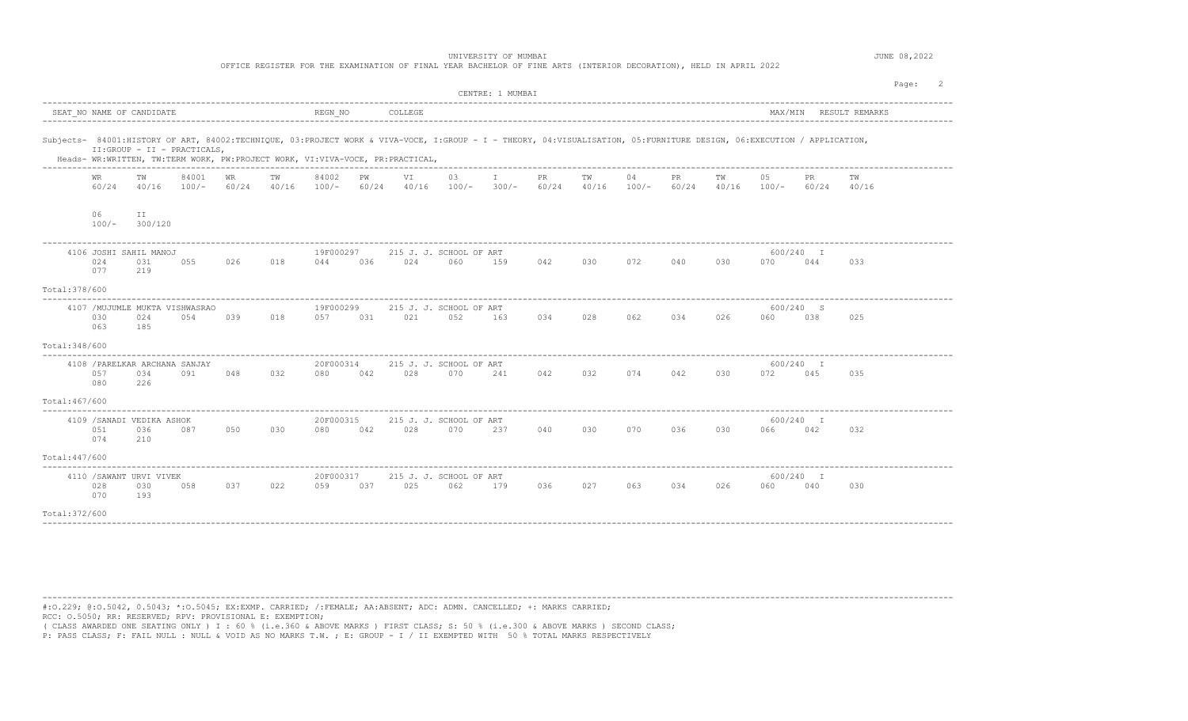UNIVERSITY OF MUMBAI

OFFICE REGISTER FOR THE EXAMINATION OF FINAL YEAR BACHELOR OF FINE ARTS (INTERIOR DECORATION), HELD IN APRIL 2022

JUNE 08,2022

CENTRE: 1 MUMBAI

| SEAT_NO | NAME OF CANDIDATE | REGN_NO | COLLEGE | MAX/MIN | RESULT | REMARKS |
|---|---|---|---|---|---|---|

Subjects- 84001:HISTORY OF ART, 84002:TECHNIQUE, 03:PROJECT WORK & VIVA-VOCE, I:GROUP - I - THEORY, 04:VISUALISATION, 05:FURNITURE DESIGN, 06:EXECUTION / APPLICATION, II:GROUP - II - PRACTICALS,

Heads- WR:WRITTEN, TW:TERM WORK, PW:PROJECT WORK, VI:VIVA-VOCE, PR:PRACTICAL,

| WR 60/24 | TW 40/16 | 84001 100/- | WR 60/24 | TW 40/16 | 84002 100/- | PW 60/24 | VI 40/16 | 03 100/- | I 300/- | PR 60/24 | TW 40/16 | 04 100/- | PR 60/24 | TW 40/16 | 05 100/- | PR 60/24 | TW 40/16 | 06 100/- | II 300/120 |
|---|---|---|---|---|---|---|---|---|---|---|---|---|---|---|---|---|---|---|---|

| SEAT_NO | NAME OF CANDIDATE | REGN_NO | COLLEGE | MAX/MIN | RESULT |
|---|---|---|---|---|---|
| 4106 | JOSHI SAHIL MANOJ | 19F000297 | 215 J. J. SCHOOL OF ART | 600/240 | I |
| 4107 | /MUJUMLE MUKTA VISHWASRAO | 19F000299 | 215 J. J. SCHOOL OF ART | 600/240 | S |
| 4108 | /PARELKAR ARCHANA SANJAY | 20F000314 | 215 J. J. SCHOOL OF ART | 600/240 | I |
| 4109 | /SANADI VEDIKA ASHOK | 20F000315 | 215 J. J. SCHOOL OF ART | 600/240 | I |
| 4110 | /SAWANT URVI VIVEK | 20F000317 | 215 J. J. SCHOOL OF ART | 600/240 | I |

| SEAT_NO | WR | TW | 84001 | WR | TW | 84002 | PW | VI | 03 | I | PR | TW | 04 | PR | TW | 05 | PR | TW | 06 | II | Total |
|---|---|---|---|---|---|---|---|---|---|---|---|---|---|---|---|---|---|---|---|---|---|
| 4106 | 024 | 031 | 055 | 026 | 018 | 044 | 036 | 024 | 060 | 159 | 042 | 030 | 072 | 040 | 030 | 070 | 044 | 033 | 077 | 219 | 378/600 |
| 4107 | 030 | 024 | 054 | 039 | 018 | 057 | 031 | 021 | 052 | 163 | 034 | 028 | 062 | 034 | 026 | 060 | 038 | 025 | 063 | 185 | 348/600 |
| 4108 | 057 | 034 | 091 | 048 | 032 | 080 | 042 | 028 | 070 | 241 | 042 | 032 | 074 | 042 | 030 | 072 | 045 | 035 | 080 | 226 | 467/600 |
| 4109 | 051 | 036 | 087 | 050 | 030 | 080 | 042 | 028 | 070 | 237 | 040 | 030 | 070 | 036 | 030 | 066 | 042 | 032 | 074 | 210 | 447/600 |
| 4110 | 028 | 030 | 058 | 037 | 022 | 059 | 037 | 025 | 062 | 179 | 036 | 027 | 063 | 034 | 026 | 060 | 040 | 030 | 070 | 193 | 372/600 |

#:O.229; @:O.5042, 0.5043; *:O.5045; EX:EXMP. CARRIED; /:FEMALE; AA:ABSENT; ADC: ADMN. CANCELLED; +: MARKS CARRIED;
RCC: O.5050; RR: RESERVED; RPV: PROVISIONAL E: EXEMPTION;
( CLASS AWARDED ONE SEATING ONLY ) I : 60 % (i.e.360 & ABOVE MARKS ) FIRST CLASS; S: 50 % (i.e.300 & ABOVE MARKS ) SECOND CLASS;
P: PASS CLASS; F: FAIL NULL : NULL & VOID AS NO MARKS T.W. ; E: GROUP - I / II EXEMPTED WITH 50 % TOTAL MARKS RESPECTIVELY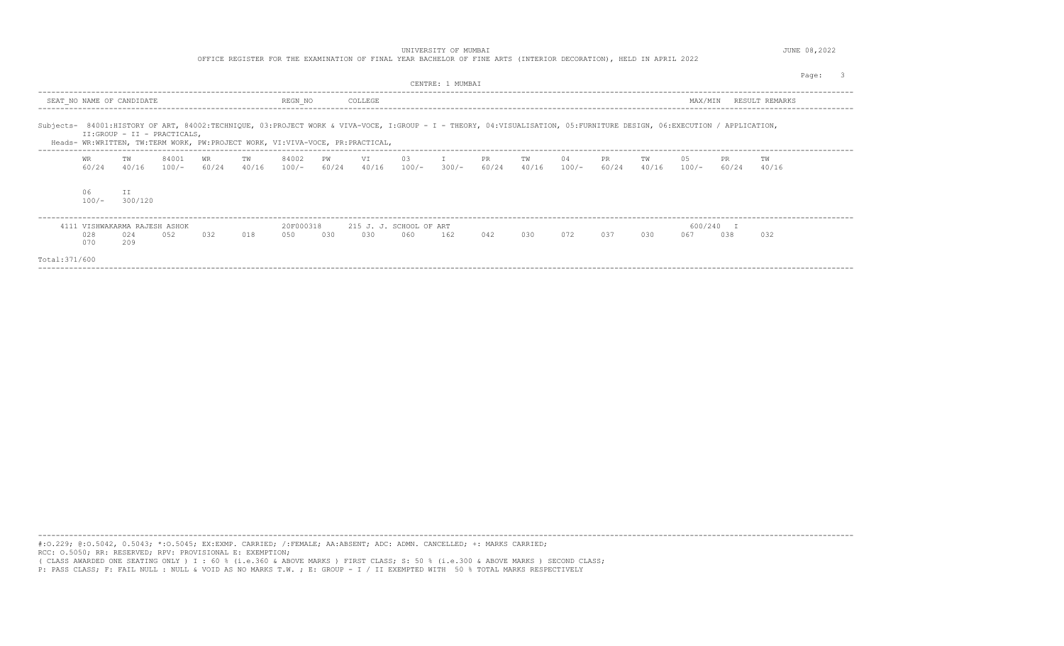UNIVERSITY OF MUMBAI

OFFICE REGISTER FOR THE EXAMINATION OF FINAL YEAR BACHELOR OF FINE ARTS (INTERIOR DECORATION), HELD IN APRIL 2022

JUNE 08,2022

CENTRE: 1 MUMBAI

| SEAT_NO | NAME OF CANDIDATE | REGN_NO | COLLEGE | MAX/MIN | RESULT | REMARKS |
|---|---|---|---|---|---|---|

Subjects- 84001:HISTORY OF ART, 84002:TECHNIQUE, 03:PROJECT WORK & VIVA-VOCE, I:GROUP - I - THEORY, 04:VISUALISATION, 05:FURNITURE DESIGN, 06:EXECUTION / APPLICATION, II:GROUP - II - PRACTICALS,

Heads- WR:WRITTEN, TW:TERM WORK, PW:PROJECT WORK, VI:VIVA-VOCE, PR:PRACTICAL,

| WR | TW | 84001 | WR | TW | 84002 | PW | VI | 03 | I | PR | TW | 04 | PR | TW | 05 | PR | TW |
|---|---|---|---|---|---|---|---|---|---|---|---|---|---|---|---|---|---|
| 60/24 | 40/16 | 100/- | 60/24 | 40/16 | 100/- | 60/24 | 40/16 | 100/- | 300/- | 60/24 | 40/16 | 100/- | 60/24 | 40/16 | 100/- | 60/24 | 40/16 |

| 06 | II |
|---|---|
| 100/- | 300/120 |

4111 VISHWAKARMA RAJESH ASHOK — 20F000318 — 215 J. J. SCHOOL OF ART — 600/240 I

| 028 | 024 | 052 | 032 | 018 | 050 | 030 | 030 | 060 | 162 | 042 | 030 | 072 | 037 | 030 | 067 | 038 | 032 |
|---|---|---|---|---|---|---|---|---|---|---|---|---|---|---|---|---|---|

| 070 | 209 |
|---|---|

Total:371/600

#:O.229; @:O.5042, 0.5043; *:O.5045; EX:EXMP. CARRIED; /:FEMALE; AA:ABSENT; ADC: ADMN. CANCELLED; +: MARKS CARRIED;
RCC: O.5050; RR: RESERVED; RPV: PROVISIONAL E: EXEMPTION;
( CLASS AWARDED ONE SEATING ONLY ) I : 60 % (i.e.360 & ABOVE MARKS ) FIRST CLASS; S: 50 % (i.e.300 & ABOVE MARKS ) SECOND CLASS;
P: PASS CLASS; F: FAIL NULL : NULL & VOID AS NO MARKS T.W. ; E: GROUP - I / II EXEMPTED WITH 50 % TOTAL MARKS RESPECTIVELY